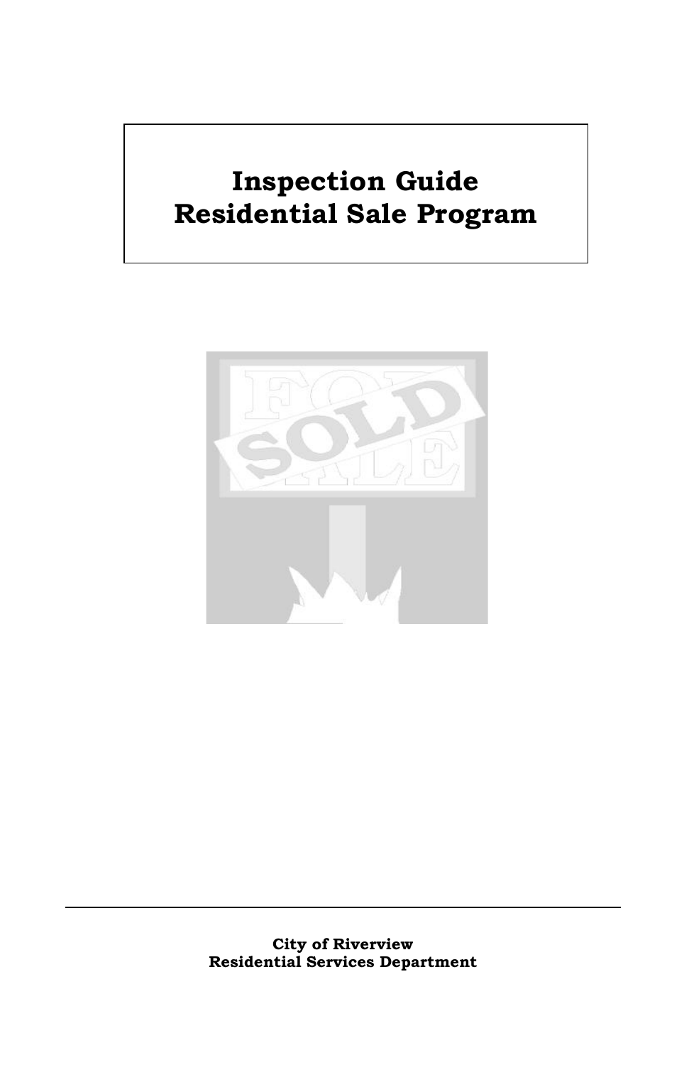# Inspection Guide
# Residential Sale Program

**City of Riverview**
**Residential Services Department**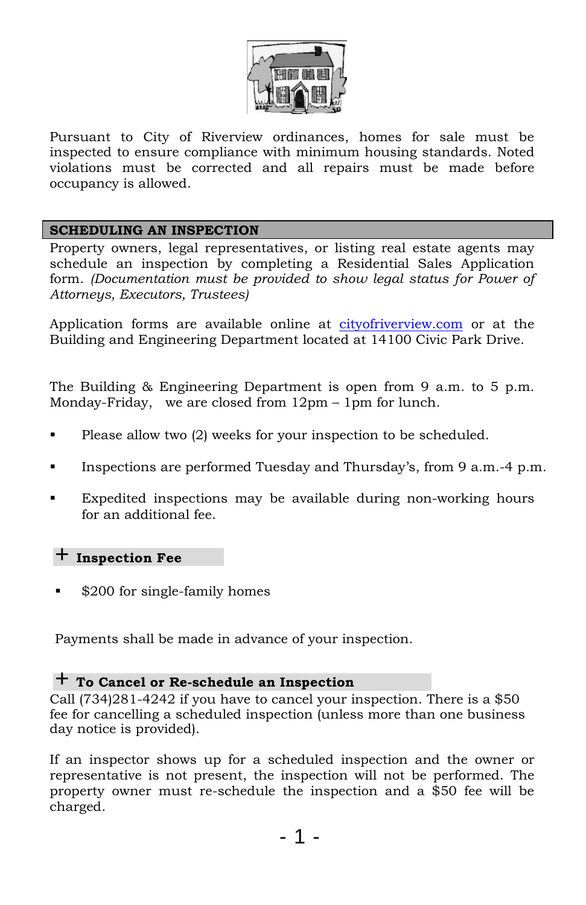Pursuant to City of Riverview ordinances, homes for sale must be inspected to ensure compliance with minimum housing standards. Noted violations must be corrected and all repairs must be made before occupancy is allowed.

## SCHEDULING AN INSPECTION

Property owners, legal representatives, or listing real estate agents may schedule an inspection by completing a Residential Sales Application form. *(Documentation must be provided to show legal status for Power of Attorneys, Executors, Trustees)*

Application forms are available online at [cityofriverview.com](cityofriverview.com) or at the Building and Engineering Department located at 14100 Civic Park Drive.

The Building & Engineering Department is open from 9 a.m. to 5 p.m. Monday-Friday, we are closed from 12pm – 1pm for lunch.

- Please allow two (2) weeks for your inspection to be scheduled.
- Inspections are performed Tuesday and Thursday's, from 9 a.m.-4 p.m.
- Expedited inspections may be available during non-working hours for an additional fee.

### + Inspection Fee

- $200 for single-family homes

Payments shall be made in advance of your inspection.

### + To Cancel or Re-schedule an Inspection

Call (734)281-4242 if you have to cancel your inspection. There is a $50 fee for cancelling a scheduled inspection (unless more than one business day notice is provided).

If an inspector shows up for a scheduled inspection and the owner or representative is not present, the inspection will not be performed. The property owner must re-schedule the inspection and a $50 fee will be charged.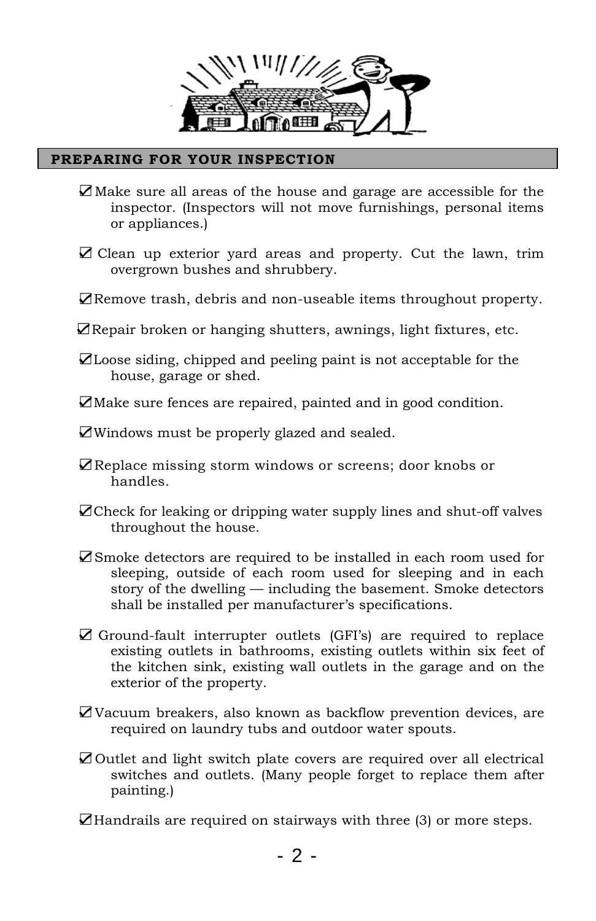## PREPARING FOR YOUR INSPECTION

- ☑ Make sure all areas of the house and garage are accessible for the inspector. (Inspectors will not move furnishings, personal items or appliances.)
- ☑ Clean up exterior yard areas and property. Cut the lawn, trim overgrown bushes and shrubbery.
- ☑ Remove trash, debris and non-useable items throughout property.
- ☑ Repair broken or hanging shutters, awnings, light fixtures, etc.
- ☑ Loose siding, chipped and peeling paint is not acceptable for the house, garage or shed.
- ☑ Make sure fences are repaired, painted and in good condition.
- ☑ Windows must be properly glazed and sealed.
- ☑ Replace missing storm windows or screens; door knobs or handles.
- ☑ Check for leaking or dripping water supply lines and shut-off valves throughout the house.
- ☑ Smoke detectors are required to be installed in each room used for sleeping, outside of each room used for sleeping and in each story of the dwelling — including the basement. Smoke detectors shall be installed per manufacturer's specifications.
- ☑ Ground-fault interrupter outlets (GFI's) are required to replace existing outlets in bathrooms, existing outlets within six feet of the kitchen sink, existing wall outlets in the garage and on the exterior of the property.
- ☑ Vacuum breakers, also known as backflow prevention devices, are required on laundry tubs and outdoor water spouts.
- ☑ Outlet and light switch plate covers are required over all electrical switches and outlets. (Many people forget to replace them after painting.)
- ☑ Handrails are required on stairways with three (3) or more steps.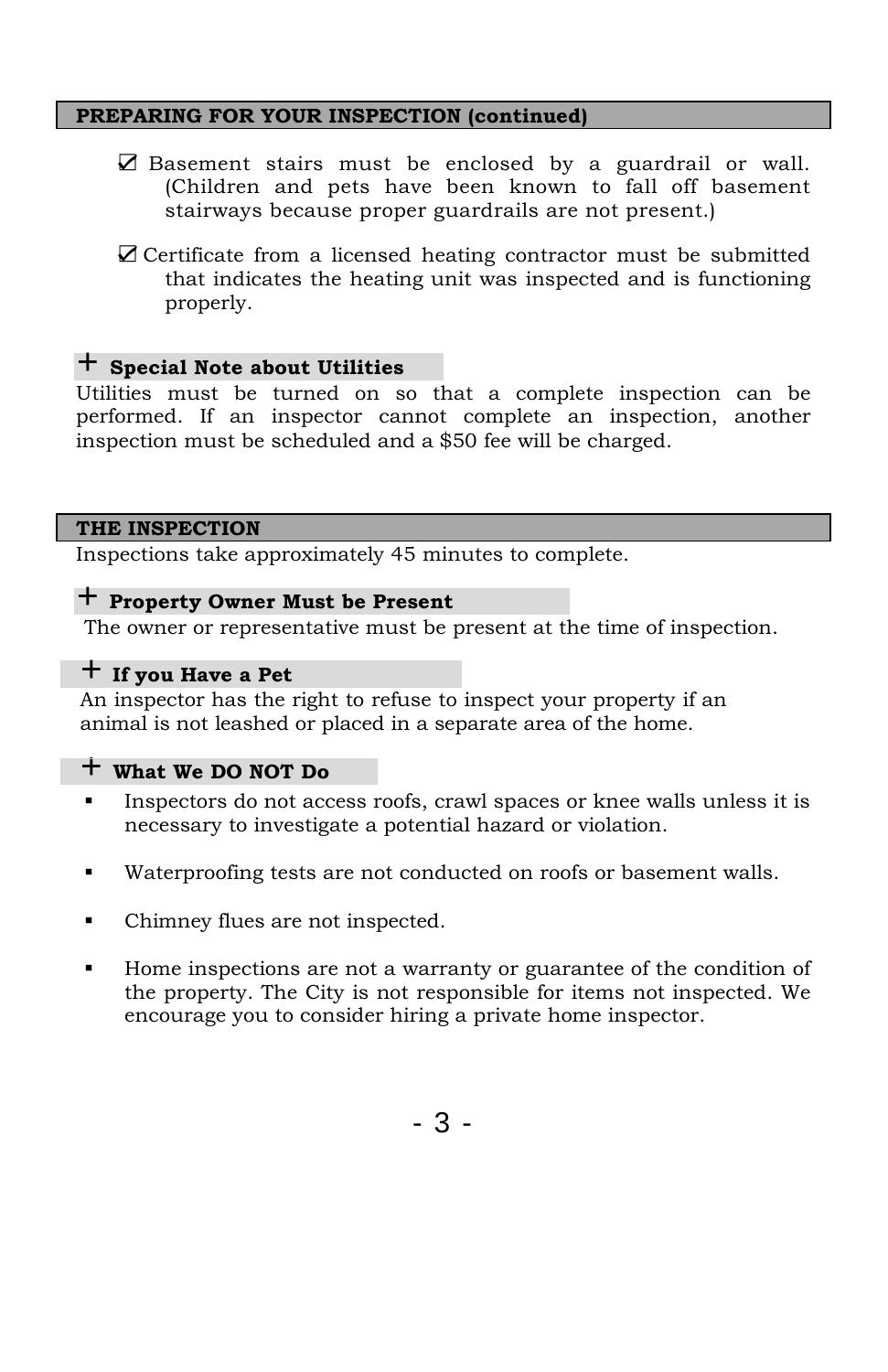## PREPARING FOR YOUR INSPECTION (continued)

- ☑ Basement stairs must be enclosed by a guardrail or wall. (Children and pets have been known to fall off basement stairways because proper guardrails are not present.)
- ☑ Certificate from a licensed heating contractor must be submitted that indicates the heating unit was inspected and is functioning properly.

### + Special Note about Utilities

Utilities must be turned on so that a complete inspection can be performed. If an inspector cannot complete an inspection, another inspection must be scheduled and a $50 fee will be charged.

## THE INSPECTION

Inspections take approximately 45 minutes to complete.

### + Property Owner Must be Present

The owner or representative must be present at the time of inspection.

### + If you Have a Pet

An inspector has the right to refuse to inspect your property if an animal is not leashed or placed in a separate area of the home.

### + What We DO NOT Do

- Inspectors do not access roofs, crawl spaces or knee walls unless it is necessary to investigate a potential hazard or violation.
- Waterproofing tests are not conducted on roofs or basement walls.
- Chimney flues are not inspected.
- Home inspections are not a warranty or guarantee of the condition of the property. The City is not responsible for items not inspected. We encourage you to consider hiring a private home inspector.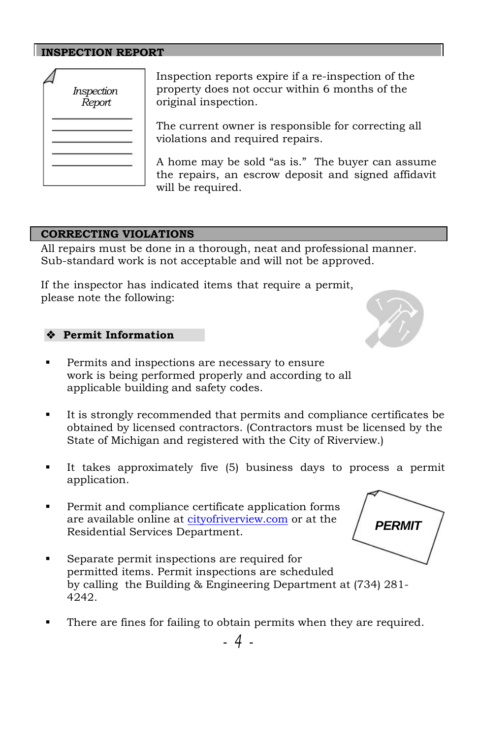## INSPECTION REPORT

Inspection reports expire if a re-inspection of the property does not occur within 6 months of the original inspection.

The current owner is responsible for correcting all violations and required repairs.

A home may be sold "as is." The buyer can assume the repairs, an escrow deposit and signed affidavit will be required.

## CORRECTING VIOLATIONS

All repairs must be done in a thorough, neat and professional manner. Sub-standard work is not acceptable and will not be approved.

If the inspector has indicated items that require a permit, please note the following:

### ❖ Permit Information

- Permits and inspections are necessary to ensure work is being performed properly and according to all applicable building and safety codes.
- It is strongly recommended that permits and compliance certificates be obtained by licensed contractors. (Contractors must be licensed by the State of Michigan and registered with the City of Riverview.)
- It takes approximately five (5) business days to process a permit application.
- Permit and compliance certificate application forms are available online at cityofriverview.com or at the Residential Services Department.
- Separate permit inspections are required for permitted items. Permit inspections are scheduled by calling the Building & Engineering Department at (734) 281-4242.
- There are fines for failing to obtain permits when they are required.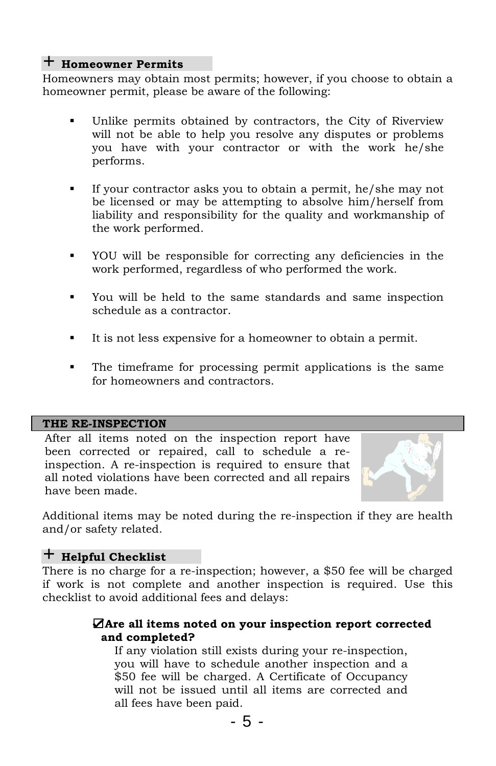## + Homeowner Permits

Homeowners may obtain most permits; however, if you choose to obtain a homeowner permit, please be aware of the following:

- Unlike permits obtained by contractors, the City of Riverview will not be able to help you resolve any disputes or problems you have with your contractor or with the work he/she performs.
- If your contractor asks you to obtain a permit, he/she may not be licensed or may be attempting to absolve him/herself from liability and responsibility for the quality and workmanship of the work performed.
- YOU will be responsible for correcting any deficiencies in the work performed, regardless of who performed the work.
- You will be held to the same standards and same inspection schedule as a contractor.
- It is not less expensive for a homeowner to obtain a permit.
- The timeframe for processing permit applications is the same for homeowners and contractors.

## THE RE-INSPECTION

After all items noted on the inspection report have been corrected or repaired, call to schedule a re-inspection. A re-inspection is required to ensure that all noted violations have been corrected and all repairs have been made.

Additional items may be noted during the re-inspection if they are health and/or safety related.

## + Helpful Checklist

There is no charge for a re-inspection; however, a $50 fee will be charged if work is not complete and another inspection is required. Use this checklist to avoid additional fees and delays:

☑ **Are all items noted on your inspection report corrected and completed?**

If any violation still exists during your re-inspection, you will have to schedule another inspection and a $50 fee will be charged. A Certificate of Occupancy will not be issued until all items are corrected and all fees have been paid.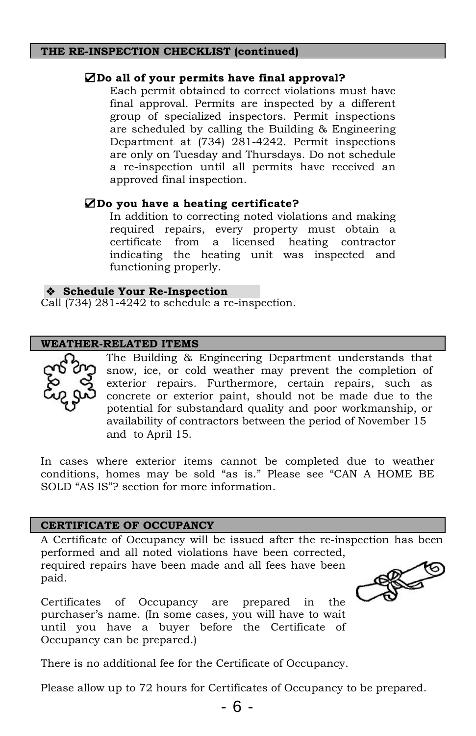## THE RE-INSPECTION CHECKLIST (continued)

☑ **Do all of your permits have final approval?**

Each permit obtained to correct violations must have final approval. Permits are inspected by a different group of specialized inspectors. Permit inspections are scheduled by calling the Building & Engineering Department at (734) 281-4242. Permit inspections are only on Tuesday and Thursdays. Do not schedule a re-inspection until all permits have received an approved final inspection.

☑ **Do you have a heating certificate?**

In addition to correcting noted violations and making required repairs, every property must obtain a certificate from a licensed heating contractor indicating the heating unit was inspected and functioning properly.

### ❖ Schedule Your Re-Inspection

Call (734) 281-4242 to schedule a re-inspection.

## WEATHER-RELATED ITEMS

The Building & Engineering Department understands that snow, ice, or cold weather may prevent the completion of exterior repairs. Furthermore, certain repairs, such as concrete or exterior paint, should not be made due to the potential for substandard quality and poor workmanship, or availability of contractors between the period of November 15 and to April 15.

In cases where exterior items cannot be completed due to weather conditions, homes may be sold "as is." Please see "CAN A HOME BE SOLD "AS IS"? section for more information.

## CERTIFICATE OF OCCUPANCY

A Certificate of Occupancy will be issued after the re-inspection has been performed and all noted violations have been corrected, required repairs have been made and all fees have been paid.

Certificates of Occupancy are prepared in the purchaser's name. (In some cases, you will have to wait until you have a buyer before the Certificate of Occupancy can be prepared.)

There is no additional fee for the Certificate of Occupancy.

Please allow up to 72 hours for Certificates of Occupancy to be prepared.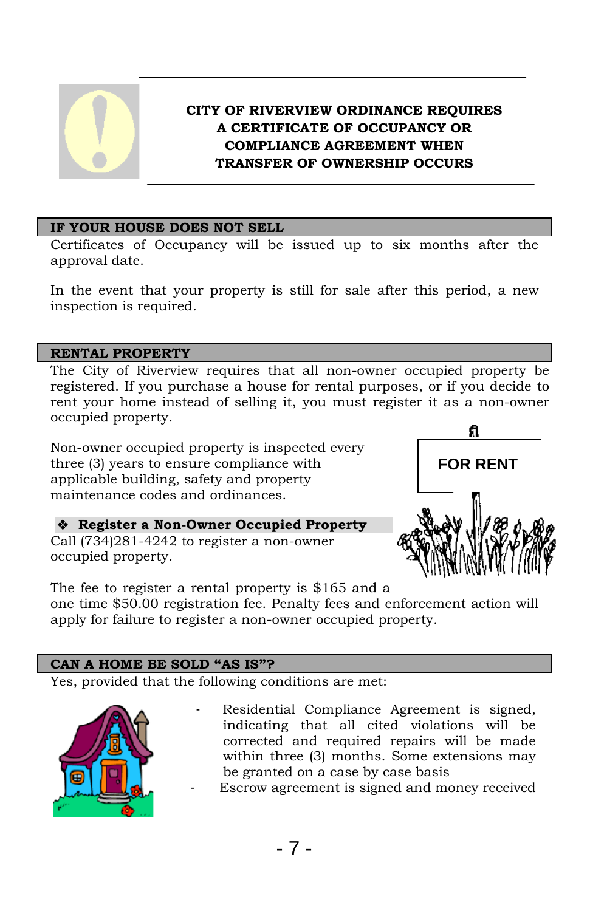**CITY OF RIVERVIEW ORDINANCE REQUIRES A CERTIFICATE OF OCCUPANCY OR COMPLIANCE AGREEMENT WHEN TRANSFER OF OWNERSHIP OCCURS**

## IF YOUR HOUSE DOES NOT SELL

Certificates of Occupancy will be issued up to six months after the approval date.

In the event that your property is still for sale after this period, a new inspection is required.

## RENTAL PROPERTY

The City of Riverview requires that all non-owner occupied property be registered. If you purchase a house for rental purposes, or if you decide to rent your home instead of selling it, you must register it as a non-owner occupied property.

Non-owner occupied property is inspected every three (3) years to ensure compliance with applicable building, safety and property maintenance codes and ordinances.

### ❖ Register a Non-Owner Occupied Property

Call (734)281-4242 to register a non-owner occupied property.

The fee to register a rental property is $165 and a one time $50.00 registration fee. Penalty fees and enforcement action will apply for failure to register a non-owner occupied property.

## CAN A HOME BE SOLD "AS IS"?

Yes, provided that the following conditions are met:

- Residential Compliance Agreement is signed, indicating that all cited violations will be corrected and required repairs will be made within three (3) months. Some extensions may be granted on a case by case basis
- Escrow agreement is signed and money received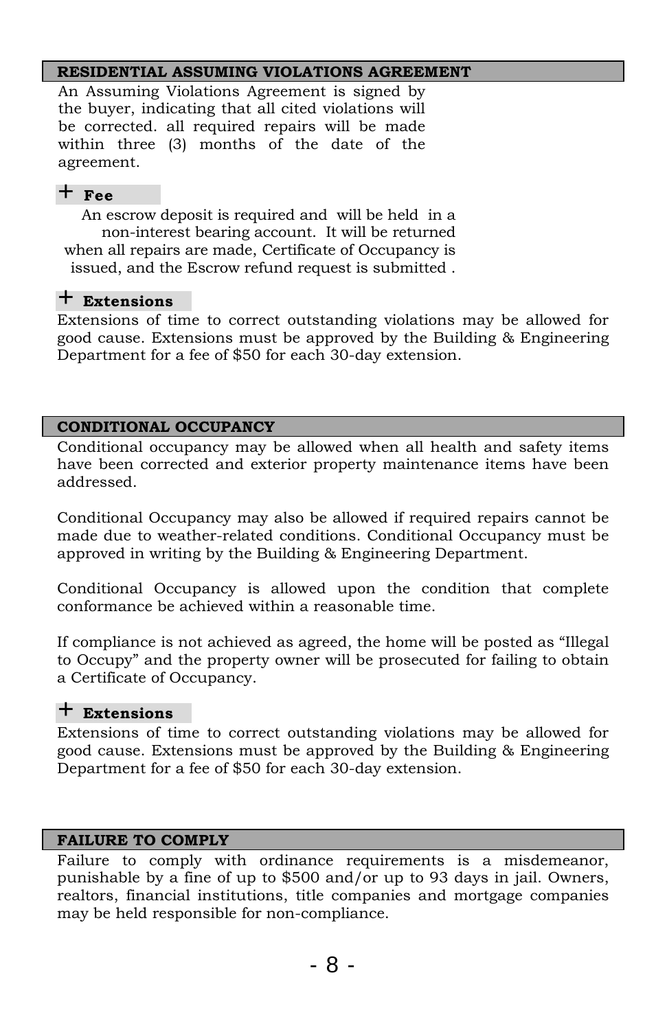## RESIDENTIAL ASSUMING VIOLATIONS AGREEMENT

An Assuming Violations Agreement is signed by the buyer, indicating that all cited violations will be corrected. all required repairs will be made within three (3) months of the date of the agreement.

### + Fee

An escrow deposit is required and will be held in a non-interest bearing account. It will be returned when all repairs are made, Certificate of Occupancy is issued, and the Escrow refund request is submitted .

### + Extensions

Extensions of time to correct outstanding violations may be allowed for good cause. Extensions must be approved by the Building & Engineering Department for a fee of $50 for each 30-day extension.

## CONDITIONAL OCCUPANCY

Conditional occupancy may be allowed when all health and safety items have been corrected and exterior property maintenance items have been addressed.

Conditional Occupancy may also be allowed if required repairs cannot be made due to weather-related conditions. Conditional Occupancy must be approved in writing by the Building & Engineering Department.

Conditional Occupancy is allowed upon the condition that complete conformance be achieved within a reasonable time.

If compliance is not achieved as agreed, the home will be posted as "Illegal to Occupy" and the property owner will be prosecuted for failing to obtain a Certificate of Occupancy.

### + Extensions

Extensions of time to correct outstanding violations may be allowed for good cause. Extensions must be approved by the Building & Engineering Department for a fee of $50 for each 30-day extension.

## FAILURE TO COMPLY

Failure to comply with ordinance requirements is a misdemeanor, punishable by a fine of up to $500 and/or up to 93 days in jail. Owners, realtors, financial institutions, title companies and mortgage companies may be held responsible for non-compliance.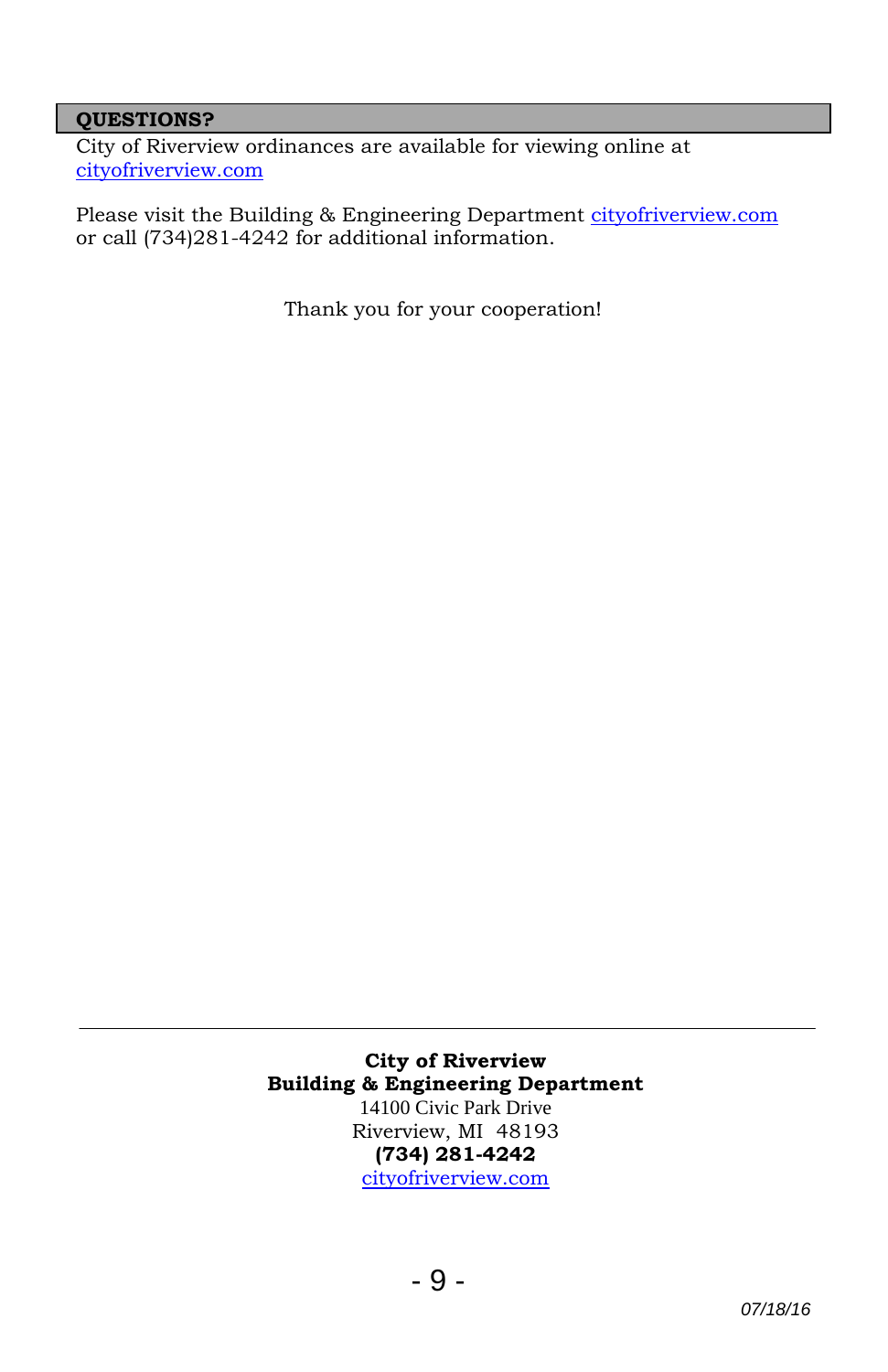## QUESTIONS?

City of Riverview ordinances are available for viewing online at cityofriverview.com

Please visit the Building & Engineering Department cityofriverview.com or call (734)281-4242 for additional information.

Thank you for your cooperation!

---

**City of Riverview**
**Building & Engineering Department**
14100 Civic Park Drive
Riverview, MI 48193
**(734) 281-4242**
cityofriverview.com

*07/18/16*